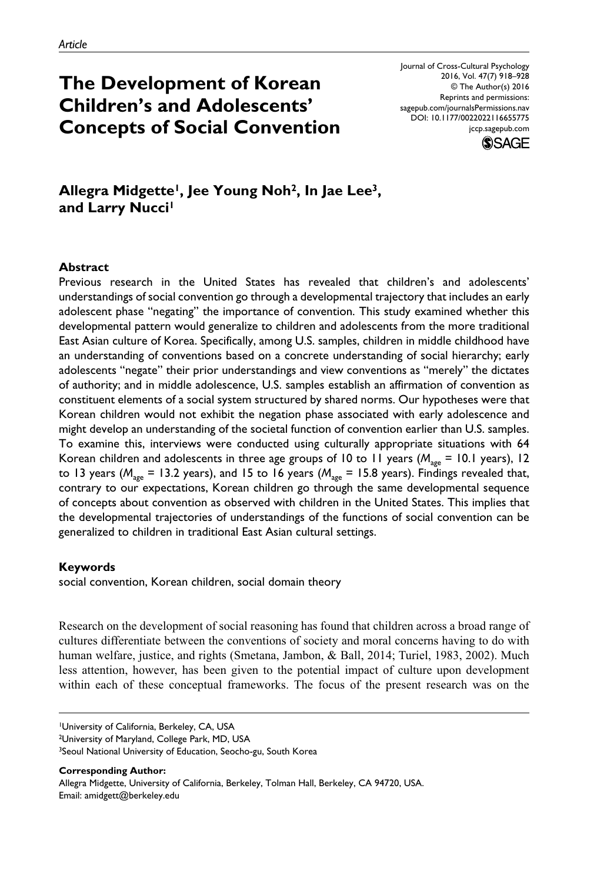Article

# The Development of Korean Children's and Adolescents' Concepts of Social Convention

Journal of Cross-Cultural Psychology
2016, Vol. 47(7) 918–928
© The Author(s) 2016
Reprints and permissions:
sagepub.com/journalsPermissions.nav
DOI: 10.1177/0022022116655775
jccp.sagepub.com

**Allegra Midgette[1], Jee Young Noh[2], In Jae Lee[3], and Larry Nucci[1]**

### Abstract

Previous research in the United States has revealed that children's and adolescents' understandings of social convention go through a developmental trajectory that includes an early adolescent phase "negating" the importance of convention. This study examined whether this developmental pattern would generalize to children and adolescents from the more traditional East Asian culture of Korea. Specifically, among U.S. samples, children in middle childhood have an understanding of conventions based on a concrete understanding of social hierarchy; early adolescents "negate" their prior understandings and view conventions as "merely" the dictates of authority; and in middle adolescence, U.S. samples establish an affirmation of convention as constituent elements of a social system structured by shared norms. Our hypotheses were that Korean children would not exhibit the negation phase associated with early adolescence and might develop an understanding of the societal function of convention earlier than U.S. samples. To examine this, interviews were conducted using culturally appropriate situations with 64 Korean children and adolescents in three age groups of 10 to 11 years ($M_{age}$ = 10.1 years), 12 to 13 years ($M_{age}$ = 13.2 years), and 15 to 16 years ($M_{age}$ = 15.8 years). Findings revealed that, contrary to our expectations, Korean children go through the same developmental sequence of concepts about convention as observed with children in the United States. This implies that the developmental trajectories of understandings of the functions of social convention can be generalized to children in traditional East Asian cultural settings.

### Keywords

social convention, Korean children, social domain theory

Research on the development of social reasoning has found that children across a broad range of cultures differentiate between the conventions of society and moral concerns having to do with human welfare, justice, and rights (Smetana, Jambon, & Ball, 2014; Turiel, 1983, 2002). Much less attention, however, has been given to the potential impact of culture upon development within each of these conceptual frameworks. The focus of the present research was on the

[1]University of California, Berkeley, CA, USA
[2]University of Maryland, College Park, MD, USA
[3]Seoul National University of Education, Seocho-gu, South Korea

**Corresponding Author:**
Allegra Midgette, University of California, Berkeley, Tolman Hall, Berkeley, CA 94720, USA.
Email: amidgett@berkeley.edu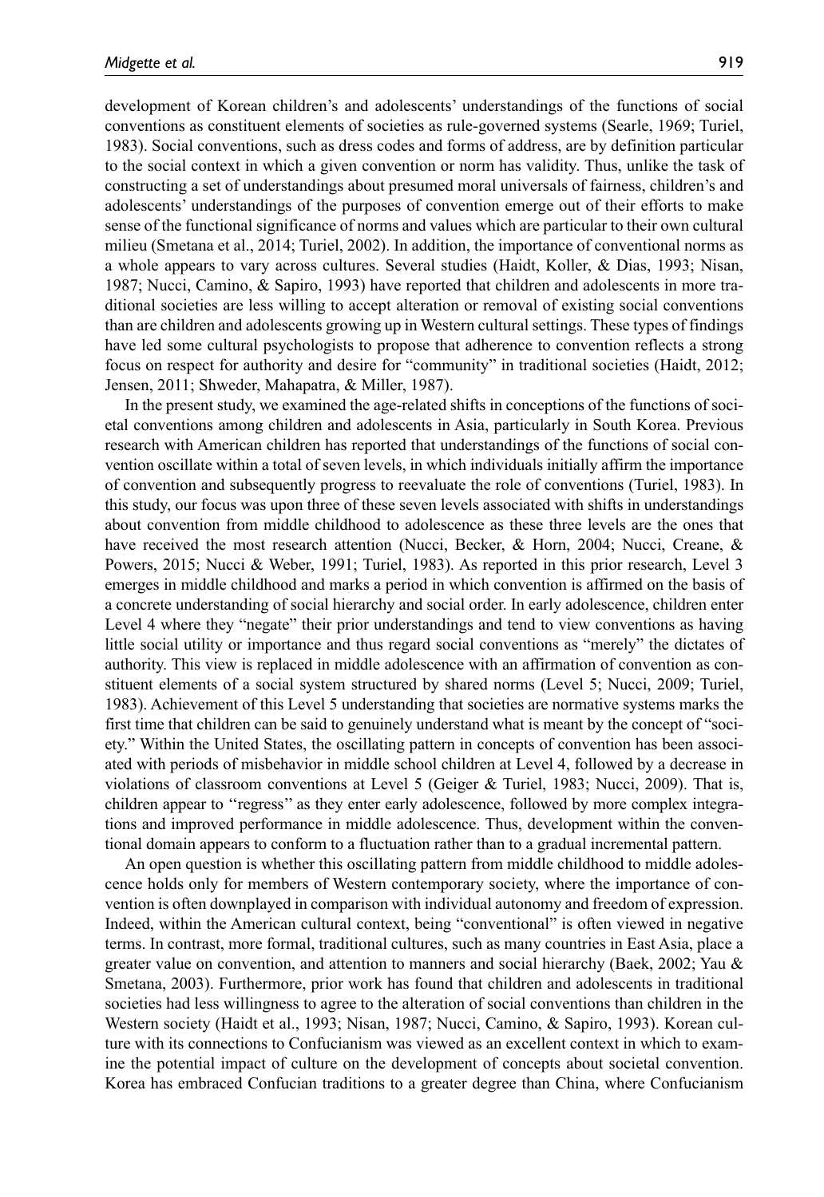development of Korean children's and adolescents' understandings of the functions of social conventions as constituent elements of societies as rule-governed systems (Searle, 1969; Turiel, 1983). Social conventions, such as dress codes and forms of address, are by definition particular to the social context in which a given convention or norm has validity. Thus, unlike the task of constructing a set of understandings about presumed moral universals of fairness, children's and adolescents' understandings of the purposes of convention emerge out of their efforts to make sense of the functional significance of norms and values which are particular to their own cultural milieu (Smetana et al., 2014; Turiel, 2002). In addition, the importance of conventional norms as a whole appears to vary across cultures. Several studies (Haidt, Koller, & Dias, 1993; Nisan, 1987; Nucci, Camino, & Sapiro, 1993) have reported that children and adolescents in more traditional societies are less willing to accept alteration or removal of existing social conventions than are children and adolescents growing up in Western cultural settings. These types of findings have led some cultural psychologists to propose that adherence to convention reflects a strong focus on respect for authority and desire for "community" in traditional societies (Haidt, 2012; Jensen, 2011; Shweder, Mahapatra, & Miller, 1987).

In the present study, we examined the age-related shifts in conceptions of the functions of societal conventions among children and adolescents in Asia, particularly in South Korea. Previous research with American children has reported that understandings of the functions of social convention oscillate within a total of seven levels, in which individuals initially affirm the importance of convention and subsequently progress to reevaluate the role of conventions (Turiel, 1983). In this study, our focus was upon three of these seven levels associated with shifts in understandings about convention from middle childhood to adolescence as these three levels are the ones that have received the most research attention (Nucci, Becker, & Horn, 2004; Nucci, Creane, & Powers, 2015; Nucci & Weber, 1991; Turiel, 1983). As reported in this prior research, Level 3 emerges in middle childhood and marks a period in which convention is affirmed on the basis of a concrete understanding of social hierarchy and social order. In early adolescence, children enter Level 4 where they "negate" their prior understandings and tend to view conventions as having little social utility or importance and thus regard social conventions as "merely" the dictates of authority. This view is replaced in middle adolescence with an affirmation of convention as constituent elements of a social system structured by shared norms (Level 5; Nucci, 2009; Turiel, 1983). Achievement of this Level 5 understanding that societies are normative systems marks the first time that children can be said to genuinely understand what is meant by the concept of "society." Within the United States, the oscillating pattern in concepts of convention has been associated with periods of misbehavior in middle school children at Level 4, followed by a decrease in violations of classroom conventions at Level 5 (Geiger & Turiel, 1983; Nucci, 2009). That is, children appear to "regress" as they enter early adolescence, followed by more complex integrations and improved performance in middle adolescence. Thus, development within the conventional domain appears to conform to a fluctuation rather than to a gradual incremental pattern.

An open question is whether this oscillating pattern from middle childhood to middle adolescence holds only for members of Western contemporary society, where the importance of convention is often downplayed in comparison with individual autonomy and freedom of expression. Indeed, within the American cultural context, being "conventional" is often viewed in negative terms. In contrast, more formal, traditional cultures, such as many countries in East Asia, place a greater value on convention, and attention to manners and social hierarchy (Baek, 2002; Yau & Smetana, 2003). Furthermore, prior work has found that children and adolescents in traditional societies had less willingness to agree to the alteration of social conventions than children in the Western society (Haidt et al., 1993; Nisan, 1987; Nucci, Camino, & Sapiro, 1993). Korean culture with its connections to Confucianism was viewed as an excellent context in which to examine the potential impact of culture on the development of concepts about societal convention. Korea has embraced Confucian traditions to a greater degree than China, where Confucianism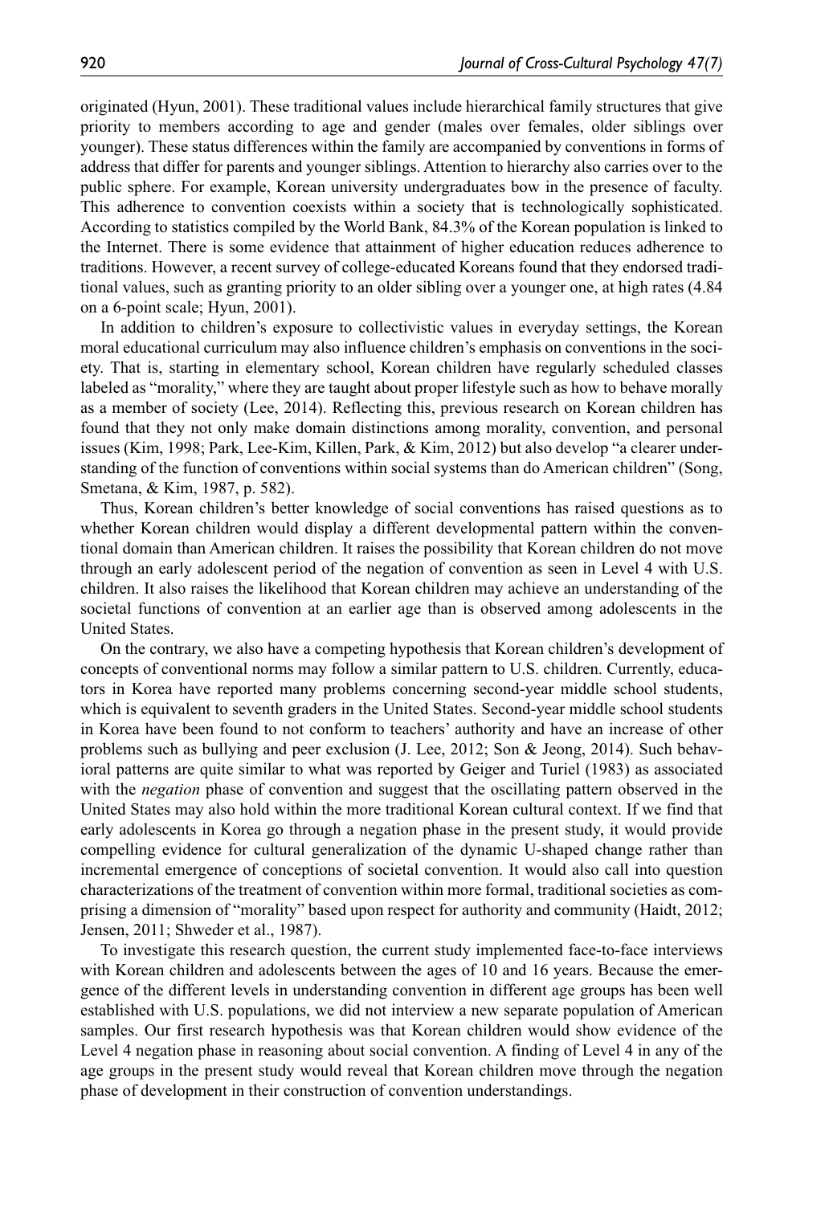originated (Hyun, 2001). These traditional values include hierarchical family structures that give priority to members according to age and gender (males over females, older siblings over younger). These status differences within the family are accompanied by conventions in forms of address that differ for parents and younger siblings. Attention to hierarchy also carries over to the public sphere. For example, Korean university undergraduates bow in the presence of faculty. This adherence to convention coexists within a society that is technologically sophisticated. According to statistics compiled by the World Bank, 84.3% of the Korean population is linked to the Internet. There is some evidence that attainment of higher education reduces adherence to traditions. However, a recent survey of college-educated Koreans found that they endorsed traditional values, such as granting priority to an older sibling over a younger one, at high rates (4.84 on a 6-point scale; Hyun, 2001).

In addition to children's exposure to collectivistic values in everyday settings, the Korean moral educational curriculum may also influence children's emphasis on conventions in the society. That is, starting in elementary school, Korean children have regularly scheduled classes labeled as "morality," where they are taught about proper lifestyle such as how to behave morally as a member of society (Lee, 2014). Reflecting this, previous research on Korean children has found that they not only make domain distinctions among morality, convention, and personal issues (Kim, 1998; Park, Lee-Kim, Killen, Park, & Kim, 2012) but also develop "a clearer understanding of the function of conventions within social systems than do American children" (Song, Smetana, & Kim, 1987, p. 582).

Thus, Korean children's better knowledge of social conventions has raised questions as to whether Korean children would display a different developmental pattern within the conventional domain than American children. It raises the possibility that Korean children do not move through an early adolescent period of the negation of convention as seen in Level 4 with U.S. children. It also raises the likelihood that Korean children may achieve an understanding of the societal functions of convention at an earlier age than is observed among adolescents in the United States.

On the contrary, we also have a competing hypothesis that Korean children's development of concepts of conventional norms may follow a similar pattern to U.S. children. Currently, educators in Korea have reported many problems concerning second-year middle school students, which is equivalent to seventh graders in the United States. Second-year middle school students in Korea have been found to not conform to teachers' authority and have an increase of other problems such as bullying and peer exclusion (J. Lee, 2012; Son & Jeong, 2014). Such behavioral patterns are quite similar to what was reported by Geiger and Turiel (1983) as associated with the *negation* phase of convention and suggest that the oscillating pattern observed in the United States may also hold within the more traditional Korean cultural context. If we find that early adolescents in Korea go through a negation phase in the present study, it would provide compelling evidence for cultural generalization of the dynamic U-shaped change rather than incremental emergence of conceptions of societal convention. It would also call into question characterizations of the treatment of convention within more formal, traditional societies as comprising a dimension of "morality" based upon respect for authority and community (Haidt, 2012; Jensen, 2011; Shweder et al., 1987).

To investigate this research question, the current study implemented face-to-face interviews with Korean children and adolescents between the ages of 10 and 16 years. Because the emergence of the different levels in understanding convention in different age groups has been well established with U.S. populations, we did not interview a new separate population of American samples. Our first research hypothesis was that Korean children would show evidence of the Level 4 negation phase in reasoning about social convention. A finding of Level 4 in any of the age groups in the present study would reveal that Korean children move through the negation phase of development in their construction of convention understandings.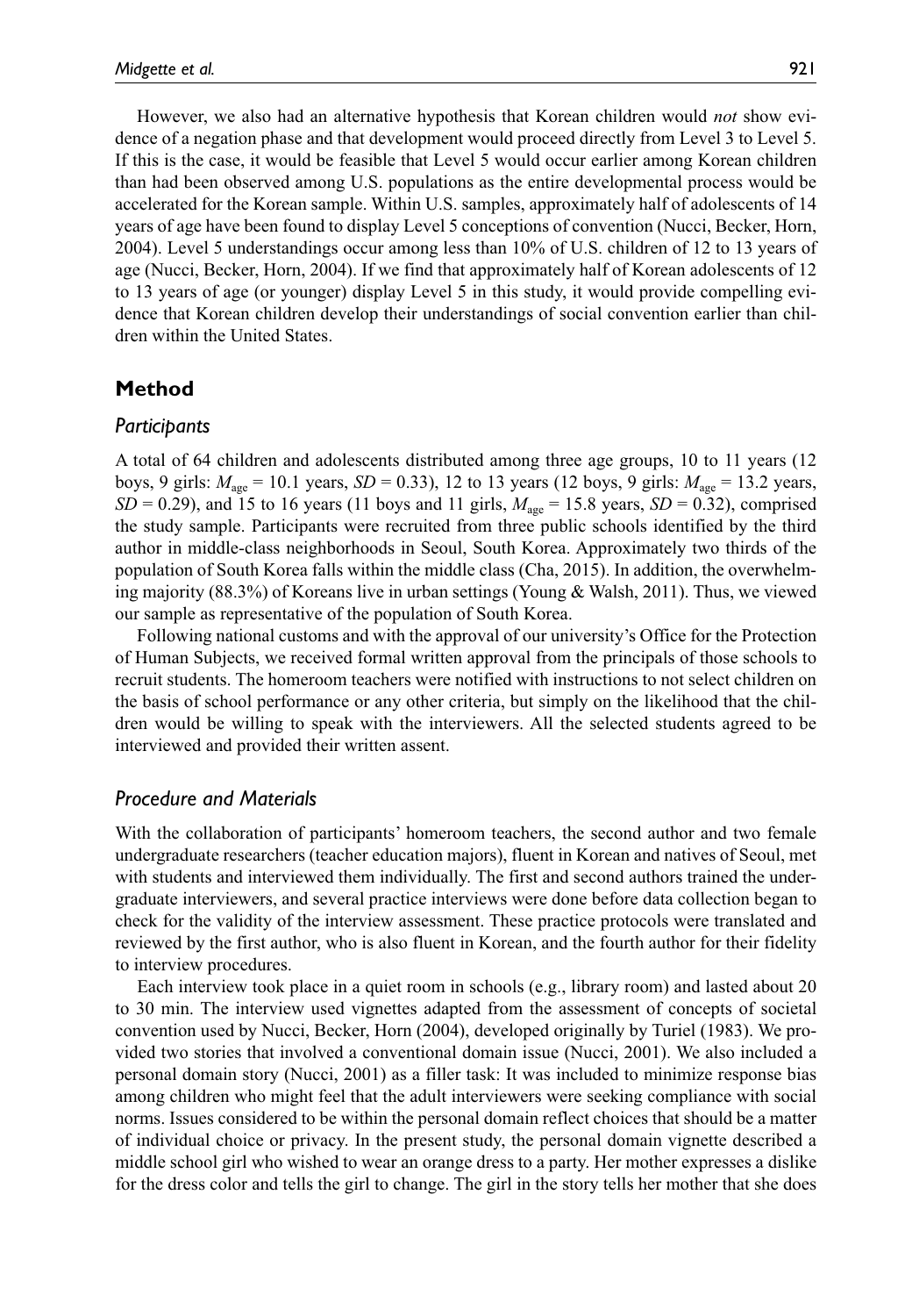However, we also had an alternative hypothesis that Korean children would *not* show evidence of a negation phase and that development would proceed directly from Level 3 to Level 5. If this is the case, it would be feasible that Level 5 would occur earlier among Korean children than had been observed among U.S. populations as the entire developmental process would be accelerated for the Korean sample. Within U.S. samples, approximately half of adolescents of 14 years of age have been found to display Level 5 conceptions of convention (Nucci, Becker, Horn, 2004). Level 5 understandings occur among less than 10% of U.S. children of 12 to 13 years of age (Nucci, Becker, Horn, 2004). If we find that approximately half of Korean adolescents of 12 to 13 years of age (or younger) display Level 5 in this study, it would provide compelling evidence that Korean children develop their understandings of social convention earlier than children within the United States.

## Method

### Participants

A total of 64 children and adolescents distributed among three age groups, 10 to 11 years (12 boys, 9 girls: $M_{age}$ = 10.1 years, $SD$ = 0.33), 12 to 13 years (12 boys, 9 girls: $M_{age}$ = 13.2 years, $SD$ = 0.29), and 15 to 16 years (11 boys and 11 girls, $M_{age}$ = 15.8 years, $SD$ = 0.32), comprised the study sample. Participants were recruited from three public schools identified by the third author in middle-class neighborhoods in Seoul, South Korea. Approximately two thirds of the population of South Korea falls within the middle class (Cha, 2015). In addition, the overwhelming majority (88.3%) of Koreans live in urban settings (Young & Walsh, 2011). Thus, we viewed our sample as representative of the population of South Korea.

Following national customs and with the approval of our university's Office for the Protection of Human Subjects, we received formal written approval from the principals of those schools to recruit students. The homeroom teachers were notified with instructions to not select children on the basis of school performance or any other criteria, but simply on the likelihood that the children would be willing to speak with the interviewers. All the selected students agreed to be interviewed and provided their written assent.

### Procedure and Materials

With the collaboration of participants' homeroom teachers, the second author and two female undergraduate researchers (teacher education majors), fluent in Korean and natives of Seoul, met with students and interviewed them individually. The first and second authors trained the undergraduate interviewers, and several practice interviews were done before data collection began to check for the validity of the interview assessment. These practice protocols were translated and reviewed by the first author, who is also fluent in Korean, and the fourth author for their fidelity to interview procedures.

Each interview took place in a quiet room in schools (e.g., library room) and lasted about 20 to 30 min. The interview used vignettes adapted from the assessment of concepts of societal convention used by Nucci, Becker, Horn (2004), developed originally by Turiel (1983). We provided two stories that involved a conventional domain issue (Nucci, 2001). We also included a personal domain story (Nucci, 2001) as a filler task: It was included to minimize response bias among children who might feel that the adult interviewers were seeking compliance with social norms. Issues considered to be within the personal domain reflect choices that should be a matter of individual choice or privacy. In the present study, the personal domain vignette described a middle school girl who wished to wear an orange dress to a party. Her mother expresses a dislike for the dress color and tells the girl to change. The girl in the story tells her mother that she does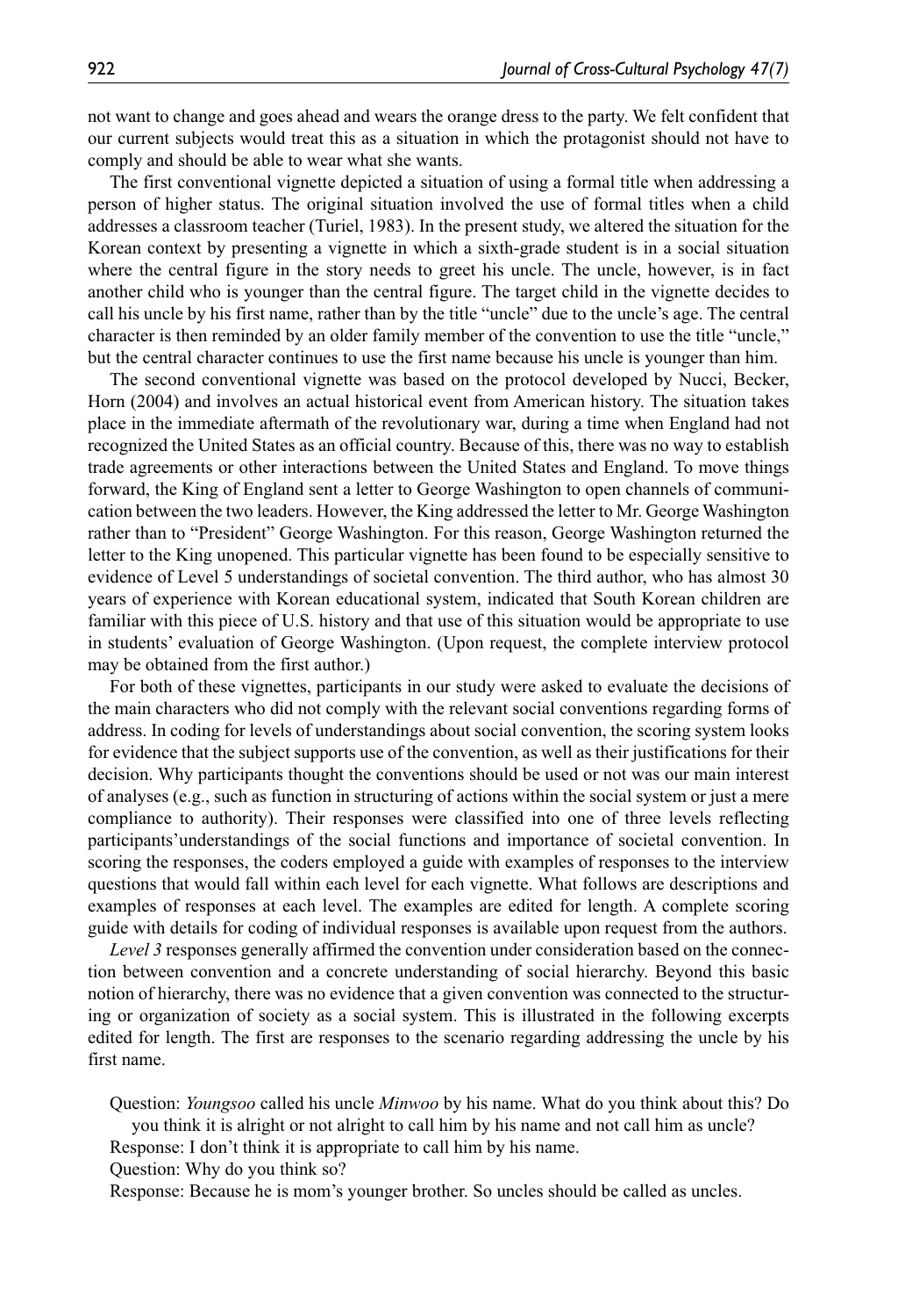not want to change and goes ahead and wears the orange dress to the party. We felt confident that our current subjects would treat this as a situation in which the protagonist should not have to comply and should be able to wear what she wants.

The first conventional vignette depicted a situation of using a formal title when addressing a person of higher status. The original situation involved the use of formal titles when a child addresses a classroom teacher (Turiel, 1983). In the present study, we altered the situation for the Korean context by presenting a vignette in which a sixth-grade student is in a social situation where the central figure in the story needs to greet his uncle. The uncle, however, is in fact another child who is younger than the central figure. The target child in the vignette decides to call his uncle by his first name, rather than by the title "uncle" due to the uncle's age. The central character is then reminded by an older family member of the convention to use the title "uncle," but the central character continues to use the first name because his uncle is younger than him.

The second conventional vignette was based on the protocol developed by Nucci, Becker, Horn (2004) and involves an actual historical event from American history. The situation takes place in the immediate aftermath of the revolutionary war, during a time when England had not recognized the United States as an official country. Because of this, there was no way to establish trade agreements or other interactions between the United States and England. To move things forward, the King of England sent a letter to George Washington to open channels of communication between the two leaders. However, the King addressed the letter to Mr. George Washington rather than to "President" George Washington. For this reason, George Washington returned the letter to the King unopened. This particular vignette has been found to be especially sensitive to evidence of Level 5 understandings of societal convention. The third author, who has almost 30 years of experience with Korean educational system, indicated that South Korean children are familiar with this piece of U.S. history and that use of this situation would be appropriate to use in students' evaluation of George Washington. (Upon request, the complete interview protocol may be obtained from the first author.)

For both of these vignettes, participants in our study were asked to evaluate the decisions of the main characters who did not comply with the relevant social conventions regarding forms of address. In coding for levels of understandings about social convention, the scoring system looks for evidence that the subject supports use of the convention, as well as their justifications for their decision. Why participants thought the conventions should be used or not was our main interest of analyses (e.g., such as function in structuring of actions within the social system or just a mere compliance to authority). Their responses were classified into one of three levels reflecting participants'understandings of the social functions and importance of societal convention. In scoring the responses, the coders employed a guide with examples of responses to the interview questions that would fall within each level for each vignette. What follows are descriptions and examples of responses at each level. The examples are edited for length. A complete scoring guide with details for coding of individual responses is available upon request from the authors.

*Level 3* responses generally affirmed the convention under consideration based on the connection between convention and a concrete understanding of social hierarchy. Beyond this basic notion of hierarchy, there was no evidence that a given convention was connected to the structuring or organization of society as a social system. This is illustrated in the following excerpts edited for length. The first are responses to the scenario regarding addressing the uncle by his first name.

> Question: *Youngsoo* called his uncle *Minwoo* by his name. What do you think about this? Do you think it is alright or not alright to call him by his name and not call him as uncle?
> Response: I don't think it is appropriate to call him by his name.
> Question: Why do you think so?
> Response: Because he is mom's younger brother. So uncles should be called as uncles.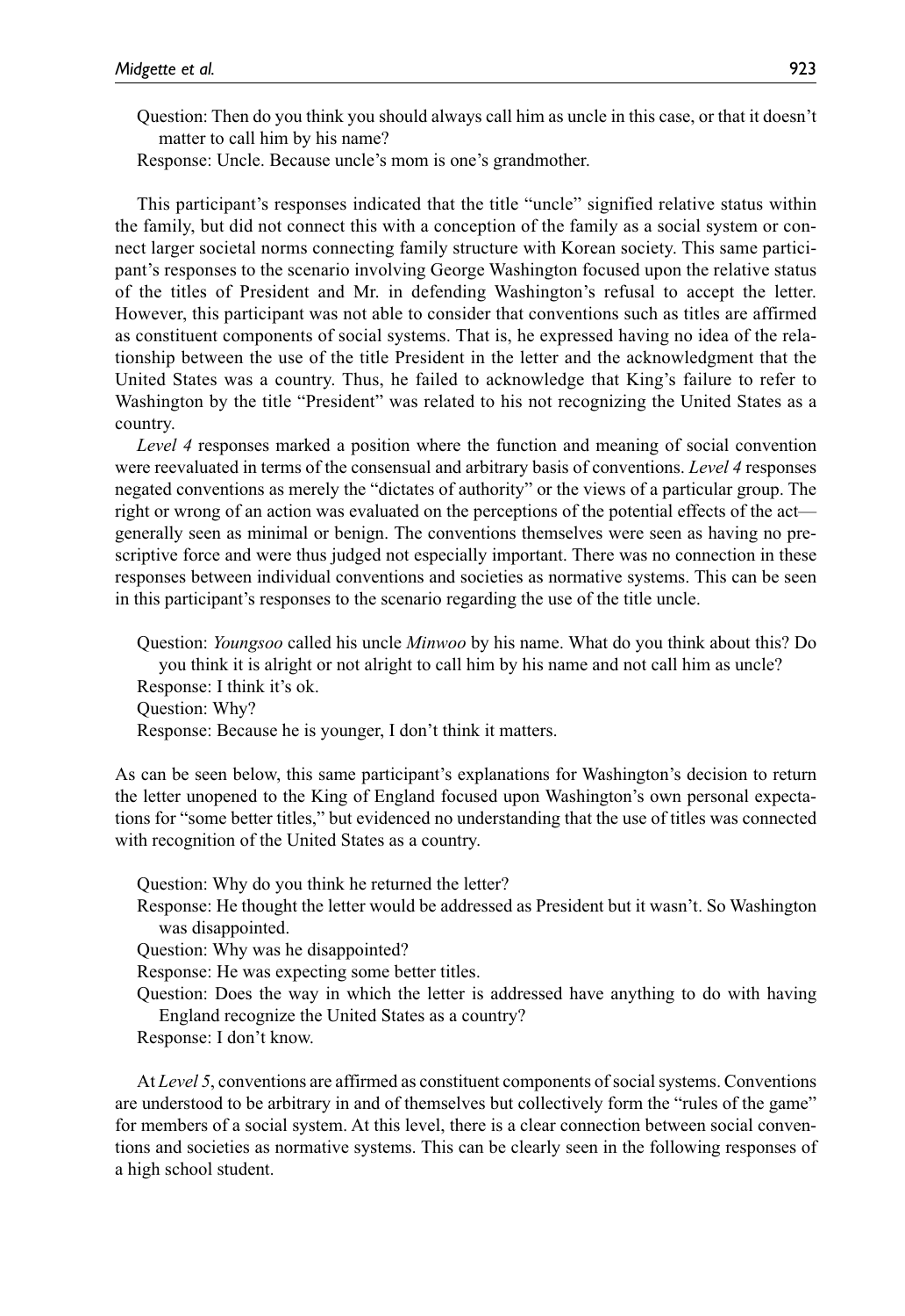Question: Then do you think you should always call him as uncle in this case, or that it doesn't matter to call him by his name?

Response: Uncle. Because uncle's mom is one's grandmother.

This participant's responses indicated that the title "uncle" signified relative status within the family, but did not connect this with a conception of the family as a social system or connect larger societal norms connecting family structure with Korean society. This same participant's responses to the scenario involving George Washington focused upon the relative status of the titles of President and Mr. in defending Washington's refusal to accept the letter. However, this participant was not able to consider that conventions such as titles are affirmed as constituent components of social systems. That is, he expressed having no idea of the relationship between the use of the title President in the letter and the acknowledgment that the United States was a country. Thus, he failed to acknowledge that King's failure to refer to Washington by the title "President" was related to his not recognizing the United States as a country.

*Level 4* responses marked a position where the function and meaning of social convention were reevaluated in terms of the consensual and arbitrary basis of conventions. *Level 4* responses negated conventions as merely the "dictates of authority" or the views of a particular group. The right or wrong of an action was evaluated on the perceptions of the potential effects of the act—generally seen as minimal or benign. The conventions themselves were seen as having no prescriptive force and were thus judged not especially important. There was no connection in these responses between individual conventions and societies as normative systems. This can be seen in this participant's responses to the scenario regarding the use of the title uncle.

Question: *Youngsoo* called his uncle *Minwoo* by his name. What do you think about this? Do you think it is alright or not alright to call him by his name and not call him as uncle?

Response: I think it's ok.

Question: Why?

Response: Because he is younger, I don't think it matters.

As can be seen below, this same participant's explanations for Washington's decision to return the letter unopened to the King of England focused upon Washington's own personal expectations for "some better titles," but evidenced no understanding that the use of titles was connected with recognition of the United States as a country.

Question: Why do you think he returned the letter?

Response: He thought the letter would be addressed as President but it wasn't. So Washington was disappointed.

Question: Why was he disappointed?

Response: He was expecting some better titles.

Question: Does the way in which the letter is addressed have anything to do with having England recognize the United States as a country?

Response: I don't know.

At *Level 5*, conventions are affirmed as constituent components of social systems. Conventions are understood to be arbitrary in and of themselves but collectively form the "rules of the game" for members of a social system. At this level, there is a clear connection between social conventions and societies as normative systems. This can be clearly seen in the following responses of a high school student.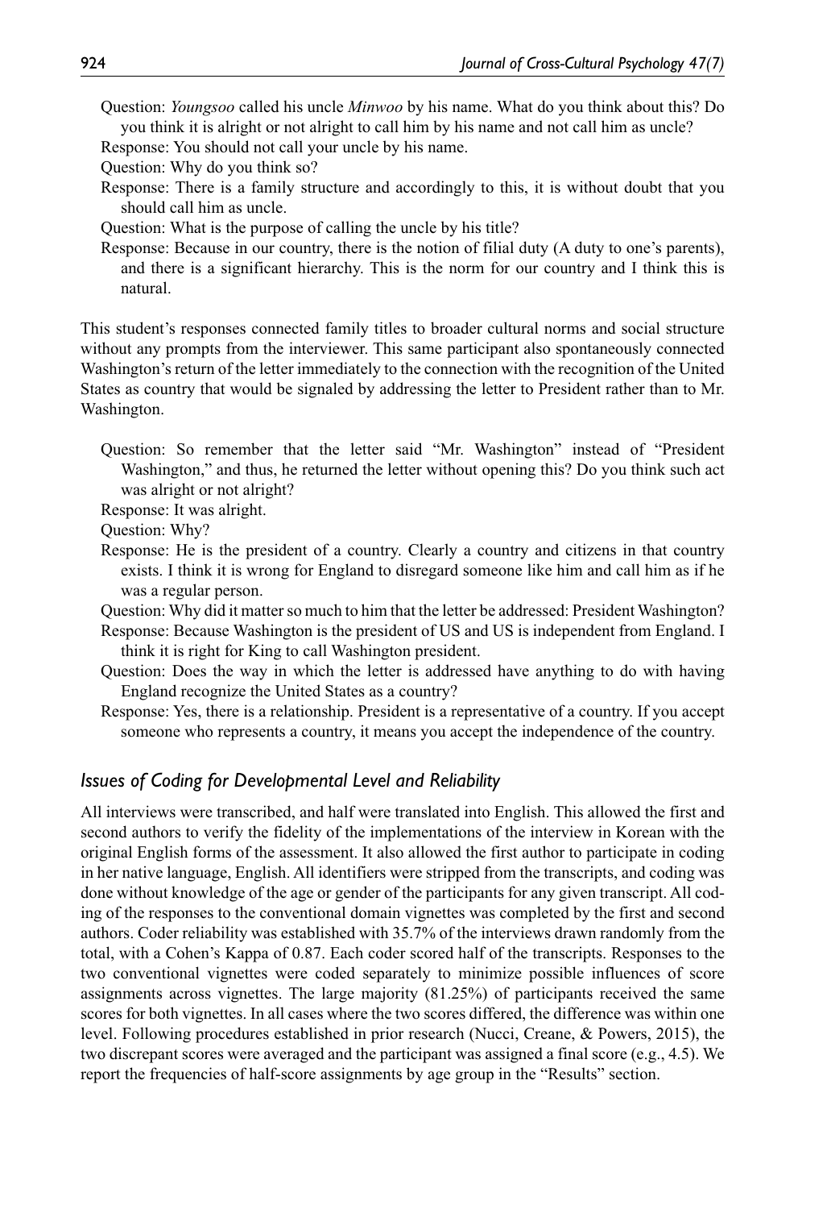Question: *Youngsoo* called his uncle *Minwoo* by his name. What do you think about this? Do you think it is alright or not alright to call him by his name and not call him as uncle?

Response: You should not call your uncle by his name.

Question: Why do you think so?

Response: There is a family structure and accordingly to this, it is without doubt that you should call him as uncle.

Question: What is the purpose of calling the uncle by his title?

Response: Because in our country, there is the notion of filial duty (A duty to one's parents), and there is a significant hierarchy. This is the norm for our country and I think this is natural.

This student's responses connected family titles to broader cultural norms and social structure without any prompts from the interviewer. This same participant also spontaneously connected Washington's return of the letter immediately to the connection with the recognition of the United States as country that would be signaled by addressing the letter to President rather than to Mr. Washington.

Question: So remember that the letter said "Mr. Washington" instead of "President Washington," and thus, he returned the letter without opening this? Do you think such act was alright or not alright?

Response: It was alright.

Question: Why?

Response: He is the president of a country. Clearly a country and citizens in that country exists. I think it is wrong for England to disregard someone like him and call him as if he was a regular person.

Question: Why did it matter so much to him that the letter be addressed: President Washington?

Response: Because Washington is the president of US and US is independent from England. I think it is right for King to call Washington president.

Question: Does the way in which the letter is addressed have anything to do with having England recognize the United States as a country?

Response: Yes, there is a relationship. President is a representative of a country. If you accept someone who represents a country, it means you accept the independence of the country.

### *Issues of Coding for Developmental Level and Reliability*

All interviews were transcribed, and half were translated into English. This allowed the first and second authors to verify the fidelity of the implementations of the interview in Korean with the original English forms of the assessment. It also allowed the first author to participate in coding in her native language, English. All identifiers were stripped from the transcripts, and coding was done without knowledge of the age or gender of the participants for any given transcript. All coding of the responses to the conventional domain vignettes was completed by the first and second authors. Coder reliability was established with 35.7% of the interviews drawn randomly from the total, with a Cohen's Kappa of 0.87. Each coder scored half of the transcripts. Responses to the two conventional vignettes were coded separately to minimize possible influences of score assignments across vignettes. The large majority (81.25%) of participants received the same scores for both vignettes. In all cases where the two scores differed, the difference was within one level. Following procedures established in prior research (Nucci, Creane, & Powers, 2015), the two discrepant scores were averaged and the participant was assigned a final score (e.g., 4.5). We report the frequencies of half-score assignments by age group in the "Results" section.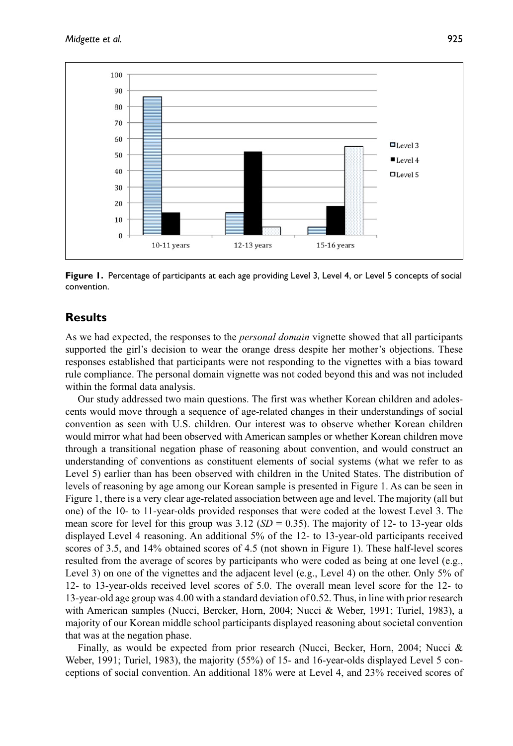Figure 1. Percentage of participants at each age providing Level 3, Level 4, or Level 5 concepts of social convention.

## Results

As we had expected, the responses to the *personal domain* vignette showed that all participants supported the girl's decision to wear the orange dress despite her mother's objections. These responses established that participants were not responding to the vignettes with a bias toward rule compliance. The personal domain vignette was not coded beyond this and was not included within the formal data analysis.

Our study addressed two main questions. The first was whether Korean children and adolescents would move through a sequence of age-related changes in their understandings of social convention as seen with U.S. children. Our interest was to observe whether Korean children would mirror what had been observed with American samples or whether Korean children move through a transitional negation phase of reasoning about convention, and would construct an understanding of conventions as constituent elements of social systems (what we refer to as Level 5) earlier than has been observed with children in the United States. The distribution of levels of reasoning by age among our Korean sample is presented in Figure 1. As can be seen in Figure 1, there is a very clear age-related association between age and level. The majority (all but one) of the 10- to 11-year-olds provided responses that were coded at the lowest Level 3. The mean score for level for this group was 3.12 (*SD* = 0.35). The majority of 12- to 13-year olds displayed Level 4 reasoning. An additional 5% of the 12- to 13-year-old participants received scores of 3.5, and 14% obtained scores of 4.5 (not shown in Figure 1). These half-level scores resulted from the average of scores by participants who were coded as being at one level (e.g., Level 3) on one of the vignettes and the adjacent level (e.g., Level 4) on the other. Only 5% of 12- to 13-year-olds received level scores of 5.0. The overall mean level score for the 12- to 13-year-old age group was 4.00 with a standard deviation of 0.52. Thus, in line with prior research with American samples (Nucci, Bercker, Horn, 2004; Nucci & Weber, 1991; Turiel, 1983), a majority of our Korean middle school participants displayed reasoning about societal convention that was at the negation phase.

Finally, as would be expected from prior research (Nucci, Becker, Horn, 2004; Nucci & Weber, 1991; Turiel, 1983), the majority (55%) of 15- and 16-year-olds displayed Level 5 conceptions of social convention. An additional 18% were at Level 4, and 23% received scores of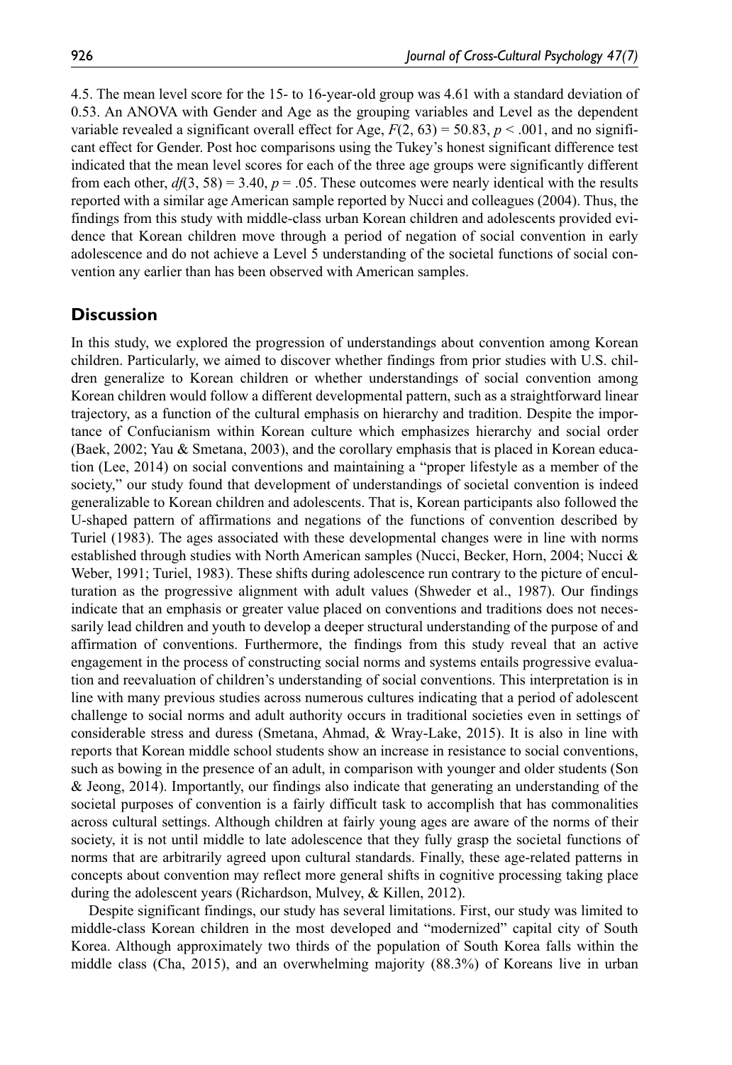4.5. The mean level score for the 15- to 16-year-old group was 4.61 with a standard deviation of 0.53. An ANOVA with Gender and Age as the grouping variables and Level as the dependent variable revealed a significant overall effect for Age, $F(2, 63) = 50.83$, $p < .001$, and no significant effect for Gender. Post hoc comparisons using the Tukey's honest significant difference test indicated that the mean level scores for each of the three age groups were significantly different from each other, $df(3, 58) = 3.40$, $p = .05$. These outcomes were nearly identical with the results reported with a similar age American sample reported by Nucci and colleagues (2004). Thus, the findings from this study with middle-class urban Korean children and adolescents provided evidence that Korean children move through a period of negation of social convention in early adolescence and do not achieve a Level 5 understanding of the societal functions of social convention any earlier than has been observed with American samples.

## Discussion

In this study, we explored the progression of understandings about convention among Korean children. Particularly, we aimed to discover whether findings from prior studies with U.S. children generalize to Korean children or whether understandings of social convention among Korean children would follow a different developmental pattern, such as a straightforward linear trajectory, as a function of the cultural emphasis on hierarchy and tradition. Despite the importance of Confucianism within Korean culture which emphasizes hierarchy and social order (Baek, 2002; Yau & Smetana, 2003), and the corollary emphasis that is placed in Korean education (Lee, 2014) on social conventions and maintaining a "proper lifestyle as a member of the society," our study found that development of understandings of societal convention is indeed generalizable to Korean children and adolescents. That is, Korean participants also followed the U-shaped pattern of affirmations and negations of the functions of convention described by Turiel (1983). The ages associated with these developmental changes were in line with norms established through studies with North American samples (Nucci, Becker, Horn, 2004; Nucci & Weber, 1991; Turiel, 1983). These shifts during adolescence run contrary to the picture of enculturation as the progressive alignment with adult values (Shweder et al., 1987). Our findings indicate that an emphasis or greater value placed on conventions and traditions does not necessarily lead children and youth to develop a deeper structural understanding of the purpose of and affirmation of conventions. Furthermore, the findings from this study reveal that an active engagement in the process of constructing social norms and systems entails progressive evaluation and reevaluation of children's understanding of social conventions. This interpretation is in line with many previous studies across numerous cultures indicating that a period of adolescent challenge to social norms and adult authority occurs in traditional societies even in settings of considerable stress and duress (Smetana, Ahmad, & Wray-Lake, 2015). It is also in line with reports that Korean middle school students show an increase in resistance to social conventions, such as bowing in the presence of an adult, in comparison with younger and older students (Son & Jeong, 2014). Importantly, our findings also indicate that generating an understanding of the societal purposes of convention is a fairly difficult task to accomplish that has commonalities across cultural settings. Although children at fairly young ages are aware of the norms of their society, it is not until middle to late adolescence that they fully grasp the societal functions of norms that are arbitrarily agreed upon cultural standards. Finally, these age-related patterns in concepts about convention may reflect more general shifts in cognitive processing taking place during the adolescent years (Richardson, Mulvey, & Killen, 2012).

Despite significant findings, our study has several limitations. First, our study was limited to middle-class Korean children in the most developed and "modernized" capital city of South Korea. Although approximately two thirds of the population of South Korea falls within the middle class (Cha, 2015), and an overwhelming majority (88.3%) of Koreans live in urban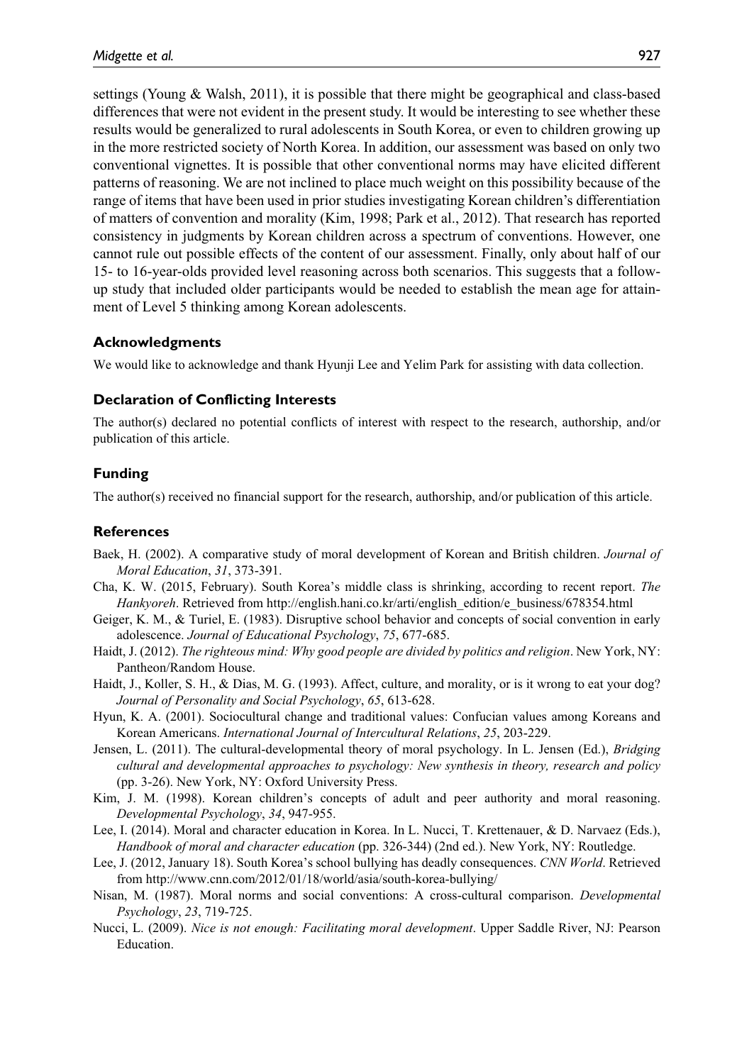settings (Young & Walsh, 2011), it is possible that there might be geographical and class-based differences that were not evident in the present study. It would be interesting to see whether these results would be generalized to rural adolescents in South Korea, or even to children growing up in the more restricted society of North Korea. In addition, our assessment was based on only two conventional vignettes. It is possible that other conventional norms may have elicited different patterns of reasoning. We are not inclined to place much weight on this possibility because of the range of items that have been used in prior studies investigating Korean children's differentiation of matters of convention and morality (Kim, 1998; Park et al., 2012). That research has reported consistency in judgments by Korean children across a spectrum of conventions. However, one cannot rule out possible effects of the content of our assessment. Finally, only about half of our 15- to 16-year-olds provided level reasoning across both scenarios. This suggests that a follow-up study that included older participants would be needed to establish the mean age for attainment of Level 5 thinking among Korean adolescents.

## Acknowledgments

We would like to acknowledge and thank Hyunji Lee and Yelim Park for assisting with data collection.

## Declaration of Conflicting Interests

The author(s) declared no potential conflicts of interest with respect to the research, authorship, and/or publication of this article.

## Funding

The author(s) received no financial support for the research, authorship, and/or publication of this article.

## References

Baek, H. (2002). A comparative study of moral development of Korean and British children. *Journal of Moral Education*, *31*, 373-391.

Cha, K. W. (2015, February). South Korea's middle class is shrinking, according to recent report. *The Hankyoreh*. Retrieved from http://english.hani.co.kr/arti/english_edition/e_business/678354.html

Geiger, K. M., & Turiel, E. (1983). Disruptive school behavior and concepts of social convention in early adolescence. *Journal of Educational Psychology*, *75*, 677-685.

Haidt, J. (2012). *The righteous mind: Why good people are divided by politics and religion*. New York, NY: Pantheon/Random House.

Haidt, J., Koller, S. H., & Dias, M. G. (1993). Affect, culture, and morality, or is it wrong to eat your dog? *Journal of Personality and Social Psychology*, *65*, 613-628.

Hyun, K. A. (2001). Sociocultural change and traditional values: Confucian values among Koreans and Korean Americans. *International Journal of Intercultural Relations*, *25*, 203-229.

Jensen, L. (2011). The cultural-developmental theory of moral psychology. In L. Jensen (Ed.), *Bridging cultural and developmental approaches to psychology: New synthesis in theory, research and policy* (pp. 3-26). New York, NY: Oxford University Press.

Kim, J. M. (1998). Korean children's concepts of adult and peer authority and moral reasoning. *Developmental Psychology*, *34*, 947-955.

Lee, I. (2014). Moral and character education in Korea. In L. Nucci, T. Krettenauer, & D. Narvaez (Eds.), *Handbook of moral and character education* (pp. 326-344) (2nd ed.). New York, NY: Routledge.

Lee, J. (2012, January 18). South Korea's school bullying has deadly consequences. *CNN World*. Retrieved from http://www.cnn.com/2012/01/18/world/asia/south-korea-bullying/

Nisan, M. (1987). Moral norms and social conventions: A cross-cultural comparison. *Developmental Psychology*, *23*, 719-725.

Nucci, L. (2009). *Nice is not enough: Facilitating moral development*. Upper Saddle River, NJ: Pearson Education.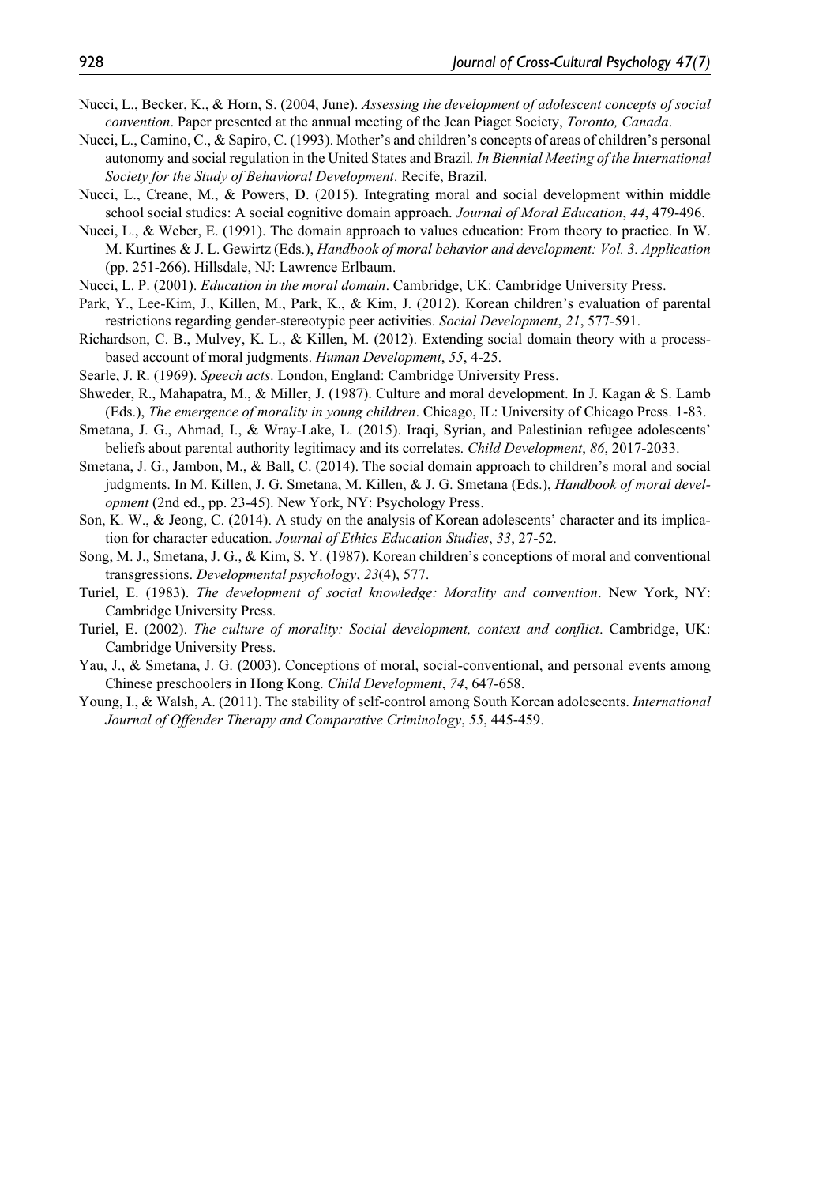Nucci, L., Becker, K., & Horn, S. (2004, June). *Assessing the development of adolescent concepts of social convention*. Paper presented at the annual meeting of the Jean Piaget Society, *Toronto, Canada*.

Nucci, L., Camino, C., & Sapiro, C. (1993). Mother's and children's concepts of areas of children's personal autonomy and social regulation in the United States and Brazil*. In Biennial Meeting of the International Society for the Study of Behavioral Development*. Recife, Brazil.

Nucci, L., Creane, M., & Powers, D. (2015). Integrating moral and social development within middle school social studies: A social cognitive domain approach. *Journal of Moral Education*, *44*, 479-496.

Nucci, L., & Weber, E. (1991). The domain approach to values education: From theory to practice. In W. M. Kurtines & J. L. Gewirtz (Eds.), *Handbook of moral behavior and development: Vol. 3. Application* (pp. 251-266). Hillsdale, NJ: Lawrence Erlbaum.

Nucci, L. P. (2001). *Education in the moral domain*. Cambridge, UK: Cambridge University Press.

Park, Y., Lee-Kim, J., Killen, M., Park, K., & Kim, J. (2012). Korean children's evaluation of parental restrictions regarding gender-stereotypic peer activities. *Social Development*, *21*, 577-591.

Richardson, C. B., Mulvey, K. L., & Killen, M. (2012). Extending social domain theory with a process-based account of moral judgments. *Human Development*, *55*, 4-25.

Searle, J. R. (1969). *Speech acts*. London, England: Cambridge University Press.

Shweder, R., Mahapatra, M., & Miller, J. (1987). Culture and moral development. In J. Kagan & S. Lamb (Eds.), *The emergence of morality in young children*. Chicago, IL: University of Chicago Press. 1-83.

Smetana, J. G., Ahmad, I., & Wray-Lake, L. (2015). Iraqi, Syrian, and Palestinian refugee adolescents' beliefs about parental authority legitimacy and its correlates. *Child Development*, *86*, 2017-2033.

Smetana, J. G., Jambon, M., & Ball, C. (2014). The social domain approach to children's moral and social judgments. In M. Killen, J. G. Smetana, M. Killen, & J. G. Smetana (Eds.), *Handbook of moral development* (2nd ed., pp. 23-45). New York, NY: Psychology Press.

Son, K. W., & Jeong, C. (2014). A study on the analysis of Korean adolescents' character and its implication for character education. *Journal of Ethics Education Studies*, *33*, 27-52.

Song, M. J., Smetana, J. G., & Kim, S. Y. (1987). Korean children's conceptions of moral and conventional transgressions. *Developmental psychology*, *23*(4), 577.

Turiel, E. (1983). *The development of social knowledge: Morality and convention*. New York, NY: Cambridge University Press.

Turiel, E. (2002). *The culture of morality: Social development, context and conflict*. Cambridge, UK: Cambridge University Press.

Yau, J., & Smetana, J. G. (2003). Conceptions of moral, social-conventional, and personal events among Chinese preschoolers in Hong Kong. *Child Development*, *74*, 647-658.

Young, I., & Walsh, A. (2011). The stability of self-control among South Korean adolescents. *International Journal of Offender Therapy and Comparative Criminology*, *55*, 445-459.